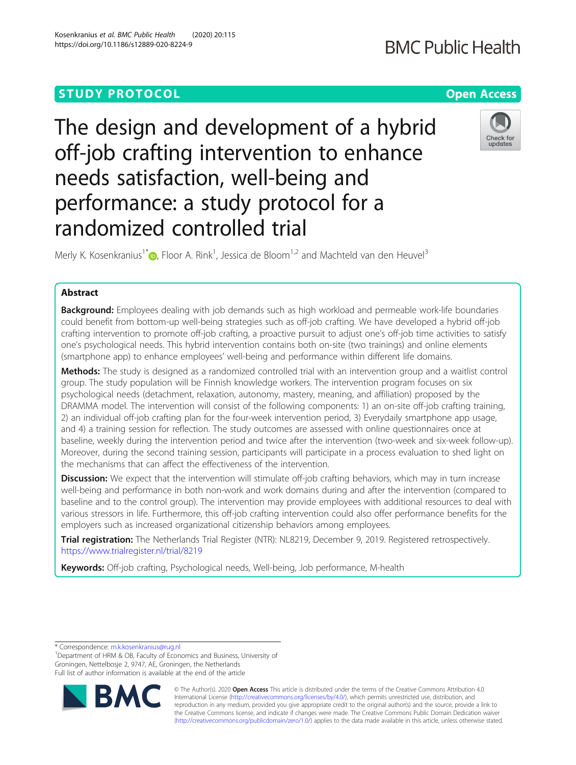STUDY PROTOCOL

Open Access

# The design and development of a hybrid off-job crafting intervention to enhance needs satisfaction, well-being and performance: a study protocol for a randomized controlled trial

Merly K. Kosenkranius[1*], Floor A. Rink[1], Jessica de Bloom[1,2] and Machteld van den Heuvel[3]

## Abstract

**Background:** Employees dealing with job demands such as high workload and permeable work-life boundaries could benefit from bottom-up well-being strategies such as off-job crafting. We have developed a hybrid off-job crafting intervention to promote off-job crafting, a proactive pursuit to adjust one's off-job time activities to satisfy one's psychological needs. This hybrid intervention contains both on-site (two trainings) and online elements (smartphone app) to enhance employees' well-being and performance within different life domains.

**Methods:** The study is designed as a randomized controlled trial with an intervention group and a waitlist control group. The study population will be Finnish knowledge workers. The intervention program focuses on six psychological needs (detachment, relaxation, autonomy, mastery, meaning, and affiliation) proposed by the DRAMMA model. The intervention will consist of the following components: 1) an on-site off-job crafting training, 2) an individual off-job crafting plan for the four-week intervention period, 3) Everydaily smartphone app usage, and 4) a training session for reflection. The study outcomes are assessed with online questionnaires once at baseline, weekly during the intervention period and twice after the intervention (two-week and six-week follow-up). Moreover, during the second training session, participants will participate in a process evaluation to shed light on the mechanisms that can affect the effectiveness of the intervention.

**Discussion:** We expect that the intervention will stimulate off-job crafting behaviors, which may in turn increase well-being and performance in both non-work and work domains during and after the intervention (compared to baseline and to the control group). The intervention may provide employees with additional resources to deal with various stressors in life. Furthermore, this off-job crafting intervention could also offer performance benefits for the employers such as increased organizational citizenship behaviors among employees.

**Trial registration:** The Netherlands Trial Register (NTR): NL8219, December 9, 2019. Registered retrospectively. https://www.trialregister.nl/trial/8219

**Keywords:** Off-job crafting, Psychological needs, Well-being, Job performance, M-health

---

* Correspondence: m.k.kosenkranius@rug.nl
[1]Department of HRM & OB, Faculty of Economics and Business, University of Groningen, Nettelbosje 2, 9747, AE, Groningen, the Netherlands
Full list of author information is available at the end of the article

© The Author(s). 2020 **Open Access** This article is distributed under the terms of the Creative Commons Attribution 4.0 International License (http://creativecommons.org/licenses/by/4.0/), which permits unrestricted use, distribution, and reproduction in any medium, provided you give appropriate credit to the original author(s) and the source, provide a link to the Creative Commons license, and indicate if changes were made. The Creative Commons Public Domain Dedication waiver (http://creativecommons.org/publicdomain/zero/1.0/) applies to the data made available in this article, unless otherwise stated.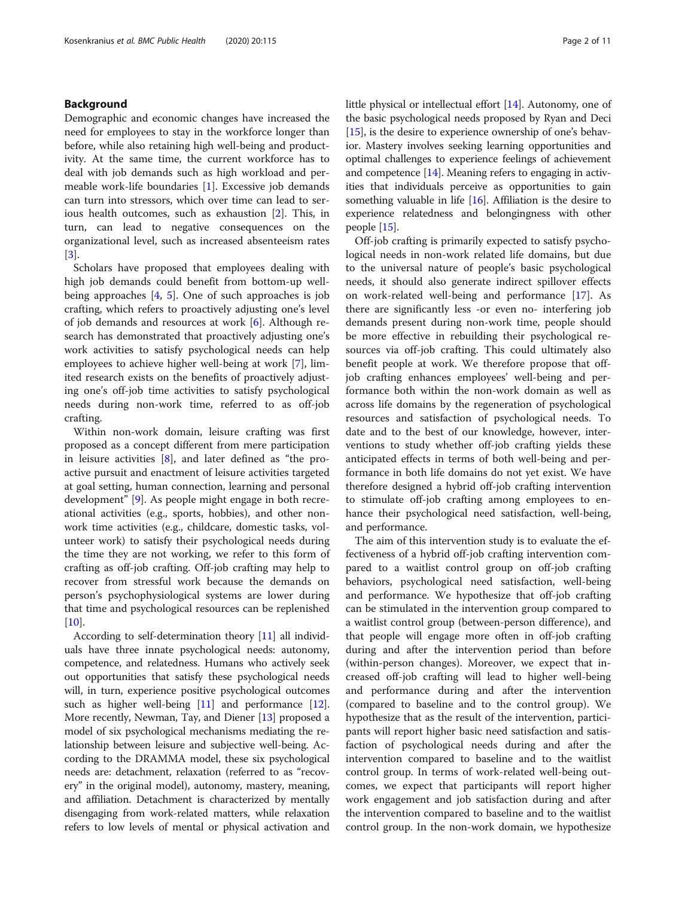## Background

Demographic and economic changes have increased the need for employees to stay in the workforce longer than before, while also retaining high well-being and productivity. At the same time, the current workforce has to deal with job demands such as high workload and permeable work-life boundaries [1]. Excessive job demands can turn into stressors, which over time can lead to serious health outcomes, such as exhaustion [2]. This, in turn, can lead to negative consequences on the organizational level, such as increased absenteeism rates [3].

Scholars have proposed that employees dealing with high job demands could benefit from bottom-up well-being approaches [4, 5]. One of such approaches is job crafting, which refers to proactively adjusting one's level of job demands and resources at work [6]. Although research has demonstrated that proactively adjusting one's work activities to satisfy psychological needs can help employees to achieve higher well-being at work [7], limited research exists on the benefits of proactively adjusting one's off-job time activities to satisfy psychological needs during non-work time, referred to as off-job crafting.

Within non-work domain, leisure crafting was first proposed as a concept different from mere participation in leisure activities [8], and later defined as "the proactive pursuit and enactment of leisure activities targeted at goal setting, human connection, learning and personal development" [9]. As people might engage in both recreational activities (e.g., sports, hobbies), and other non-work time activities (e.g., childcare, domestic tasks, volunteer work) to satisfy their psychological needs during the time they are not working, we refer to this form of crafting as off-job crafting. Off-job crafting may help to recover from stressful work because the demands on person's psychophysiological systems are lower during that time and psychological resources can be replenished [10].

According to self-determination theory [11] all individuals have three innate psychological needs: autonomy, competence, and relatedness. Humans who actively seek out opportunities that satisfy these psychological needs will, in turn, experience positive psychological outcomes such as higher well-being [11] and performance [12]. More recently, Newman, Tay, and Diener [13] proposed a model of six psychological mechanisms mediating the relationship between leisure and subjective well-being. According to the DRAMMA model, these six psychological needs are: detachment, relaxation (referred to as "recovery" in the original model), autonomy, mastery, meaning, and affiliation. Detachment is characterized by mentally disengaging from work-related matters, while relaxation refers to low levels of mental or physical activation and little physical or intellectual effort [14]. Autonomy, one of the basic psychological needs proposed by Ryan and Deci [15], is the desire to experience ownership of one's behavior. Mastery involves seeking learning opportunities and optimal challenges to experience feelings of achievement and competence [14]. Meaning refers to engaging in activities that individuals perceive as opportunities to gain something valuable in life [16]. Affiliation is the desire to experience relatedness and belongingness with other people [15].

Off-job crafting is primarily expected to satisfy psychological needs in non-work related life domains, but due to the universal nature of people's basic psychological needs, it should also generate indirect spillover effects on work-related well-being and performance [17]. As there are significantly less -or even no- interfering job demands present during non-work time, people should be more effective in rebuilding their psychological resources via off-job crafting. This could ultimately also benefit people at work. We therefore propose that off-job crafting enhances employees' well-being and performance both within the non-work domain as well as across life domains by the regeneration of psychological resources and satisfaction of psychological needs. To date and to the best of our knowledge, however, interventions to study whether off-job crafting yields these anticipated effects in terms of both well-being and performance in both life domains do not yet exist. We have therefore designed a hybrid off-job crafting intervention to stimulate off-job crafting among employees to enhance their psychological need satisfaction, well-being, and performance.

The aim of this intervention study is to evaluate the effectiveness of a hybrid off-job crafting intervention compared to a waitlist control group on off-job crafting behaviors, psychological need satisfaction, well-being and performance. We hypothesize that off-job crafting can be stimulated in the intervention group compared to a waitlist control group (between-person difference), and that people will engage more often in off-job crafting during and after the intervention period than before (within-person changes). Moreover, we expect that increased off-job crafting will lead to higher well-being and performance during and after the intervention (compared to baseline and to the control group). We hypothesize that as the result of the intervention, participants will report higher basic need satisfaction and satisfaction of psychological needs during and after the intervention compared to baseline and to the waitlist control group. In terms of work-related well-being outcomes, we expect that participants will report higher work engagement and job satisfaction during and after the intervention compared to baseline and to the waitlist control group. In the non-work domain, we hypothesize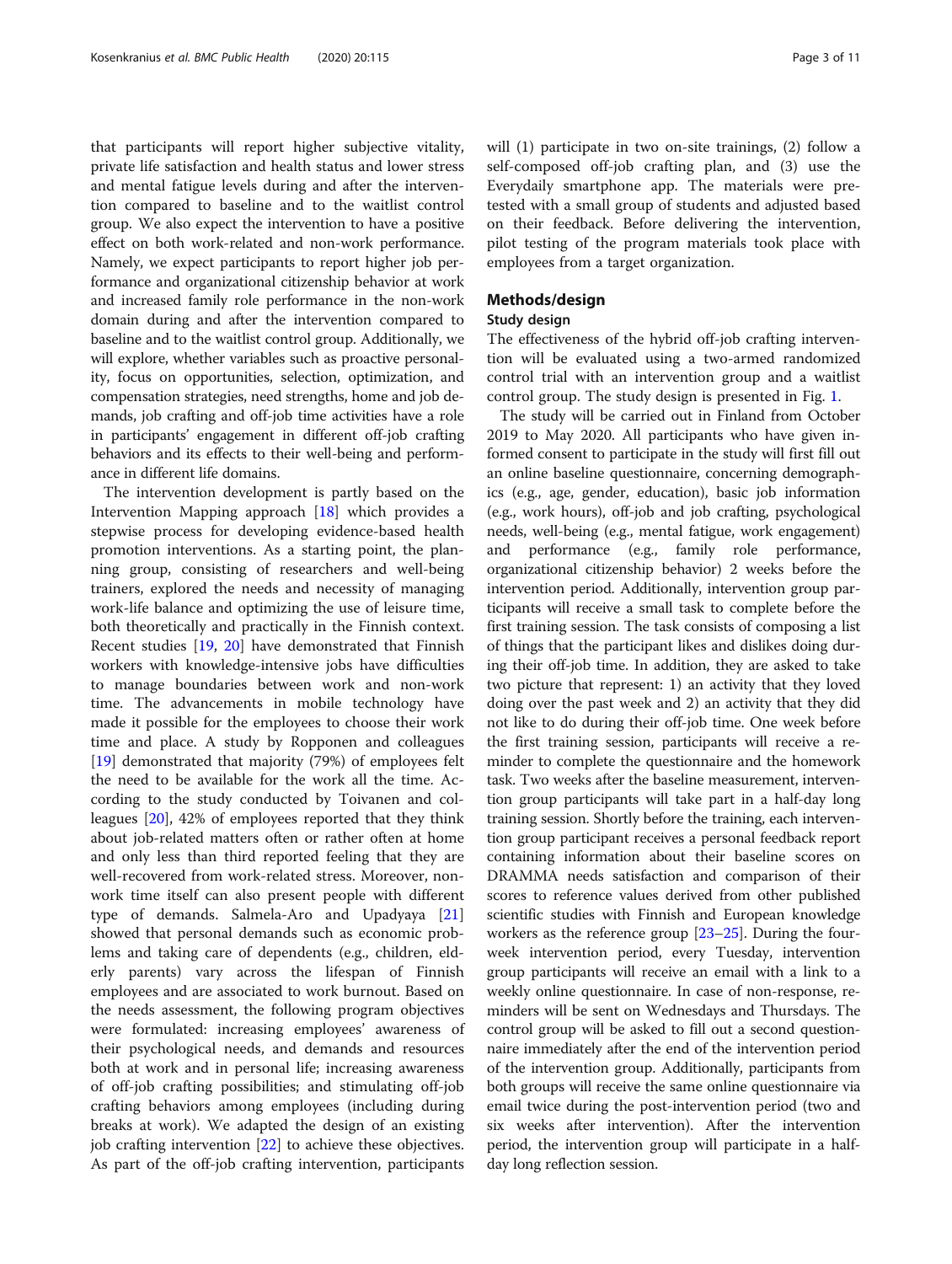that participants will report higher subjective vitality, private life satisfaction and health status and lower stress and mental fatigue levels during and after the intervention compared to baseline and to the waitlist control group. We also expect the intervention to have a positive effect on both work-related and non-work performance. Namely, we expect participants to report higher job performance and organizational citizenship behavior at work and increased family role performance in the non-work domain during and after the intervention compared to baseline and to the waitlist control group. Additionally, we will explore, whether variables such as proactive personality, focus on opportunities, selection, optimization, and compensation strategies, need strengths, home and job demands, job crafting and off-job time activities have a role in participants' engagement in different off-job crafting behaviors and its effects to their well-being and performance in different life domains.

The intervention development is partly based on the Intervention Mapping approach [18] which provides a stepwise process for developing evidence-based health promotion interventions. As a starting point, the planning group, consisting of researchers and well-being trainers, explored the needs and necessity of managing work-life balance and optimizing the use of leisure time, both theoretically and practically in the Finnish context. Recent studies [19, 20] have demonstrated that Finnish workers with knowledge-intensive jobs have difficulties to manage boundaries between work and non-work time. The advancements in mobile technology have made it possible for the employees to choose their work time and place. A study by Ropponen and colleagues [19] demonstrated that majority (79%) of employees felt the need to be available for the work all the time. According to the study conducted by Toivanen and colleagues [20], 42% of employees reported that they think about job-related matters often or rather often at home and only less than third reported feeling that they are well-recovered from work-related stress. Moreover, non-work time itself can also present people with different type of demands. Salmela-Aro and Upadyaya [21] showed that personal demands such as economic problems and taking care of dependents (e.g., children, elderly parents) vary across the lifespan of Finnish employees and are associated to work burnout. Based on the needs assessment, the following program objectives were formulated: increasing employees' awareness of their psychological needs, and demands and resources both at work and in personal life; increasing awareness of off-job crafting possibilities; and stimulating off-job crafting behaviors among employees (including during breaks at work). We adapted the design of an existing job crafting intervention [22] to achieve these objectives. As part of the off-job crafting intervention, participants will (1) participate in two on-site trainings, (2) follow a self-composed off-job crafting plan, and (3) use the Everydaily smartphone app. The materials were pretested with a small group of students and adjusted based on their feedback. Before delivering the intervention, pilot testing of the program materials took place with employees from a target organization.

## Methods/design

### Study design

The effectiveness of the hybrid off-job crafting intervention will be evaluated using a two-armed randomized control trial with an intervention group and a waitlist control group. The study design is presented in Fig. 1.

The study will be carried out in Finland from October 2019 to May 2020. All participants who have given informed consent to participate in the study will first fill out an online baseline questionnaire, concerning demographics (e.g., age, gender, education), basic job information (e.g., work hours), off-job and job crafting, psychological needs, well-being (e.g., mental fatigue, work engagement) and performance (e.g., family role performance, organizational citizenship behavior) 2 weeks before the intervention period. Additionally, intervention group participants will receive a small task to complete before the first training session. The task consists of composing a list of things that the participant likes and dislikes doing during their off-job time. In addition, they are asked to take two picture that represent: 1) an activity that they loved doing over the past week and 2) an activity that they did not like to do during their off-job time. One week before the first training session, participants will receive a reminder to complete the questionnaire and the homework task. Two weeks after the baseline measurement, intervention group participants will take part in a half-day long training session. Shortly before the training, each intervention group participant receives a personal feedback report containing information about their baseline scores on DRAMMA needs satisfaction and comparison of their scores to reference values derived from other published scientific studies with Finnish and European knowledge workers as the reference group [23–25]. During the four-week intervention period, every Tuesday, intervention group participants will receive an email with a link to a weekly online questionnaire. In case of non-response, reminders will be sent on Wednesdays and Thursdays. The control group will be asked to fill out a second questionnaire immediately after the end of the intervention period of the intervention group. Additionally, participants from both groups will receive the same online questionnaire via email twice during the post-intervention period (two and six weeks after intervention). After the intervention period, the intervention group will participate in a half-day long reflection session.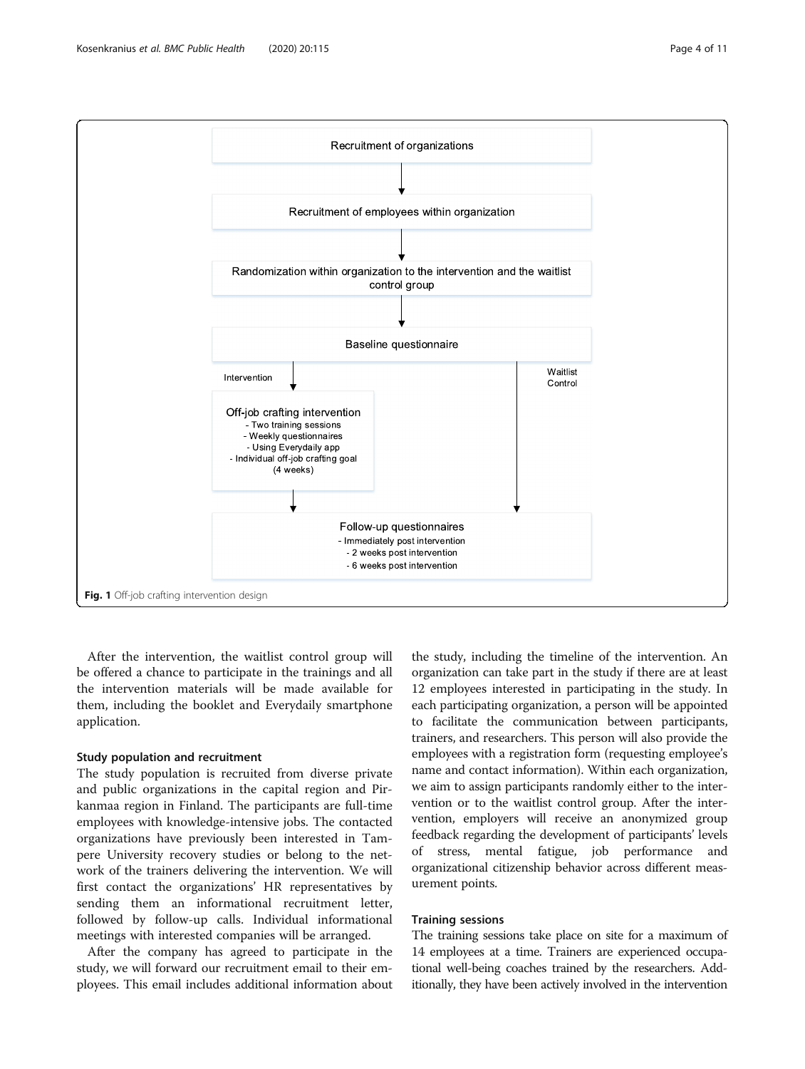Recruitment of organizations

↓

Recruitment of employees within organization

↓

Randomization within organization to the intervention and the waitlist control group

↓

Baseline questionnaire

Intervention ↓ | Waitlist Control ↓

Off-job crafting intervention
- Two training sessions
- Weekly questionnaires
- Using Everydaily app
- Individual off-job crafting goal

(4 weeks)

↓

Follow-up questionnaires
- Immediately post intervention
- 2 weeks post intervention
- 6 weeks post intervention

**Fig. 1** Off-job crafting intervention design

After the intervention, the waitlist control group will be offered a chance to participate in the trainings and all the intervention materials will be made available for them, including the booklet and Everydaily smartphone application.

### Study population and recruitment

The study population is recruited from diverse private and public organizations in the capital region and Pirkanmaa region in Finland. The participants are full-time employees with knowledge-intensive jobs. The contacted organizations have previously been interested in Tampere University recovery studies or belong to the network of the trainers delivering the intervention. We will first contact the organizations' HR representatives by sending them an informational recruitment letter, followed by follow-up calls. Individual informational meetings with interested companies will be arranged.

After the company has agreed to participate in the study, we will forward our recruitment email to their employees. This email includes additional information about the study, including the timeline of the intervention. An organization can take part in the study if there are at least 12 employees interested in participating in the study. In each participating organization, a person will be appointed to facilitate the communication between participants, trainers, and researchers. This person will also provide the employees with a registration form (requesting employee's name and contact information). Within each organization, we aim to assign participants randomly either to the intervention or to the waitlist control group. After the intervention, employers will receive an anonymized group feedback regarding the development of participants' levels of stress, mental fatigue, job performance and organizational citizenship behavior across different measurement points.

### Training sessions

The training sessions take place on site for a maximum of 14 employees at a time. Trainers are experienced occupational well-being coaches trained by the researchers. Additionally, they have been actively involved in the intervention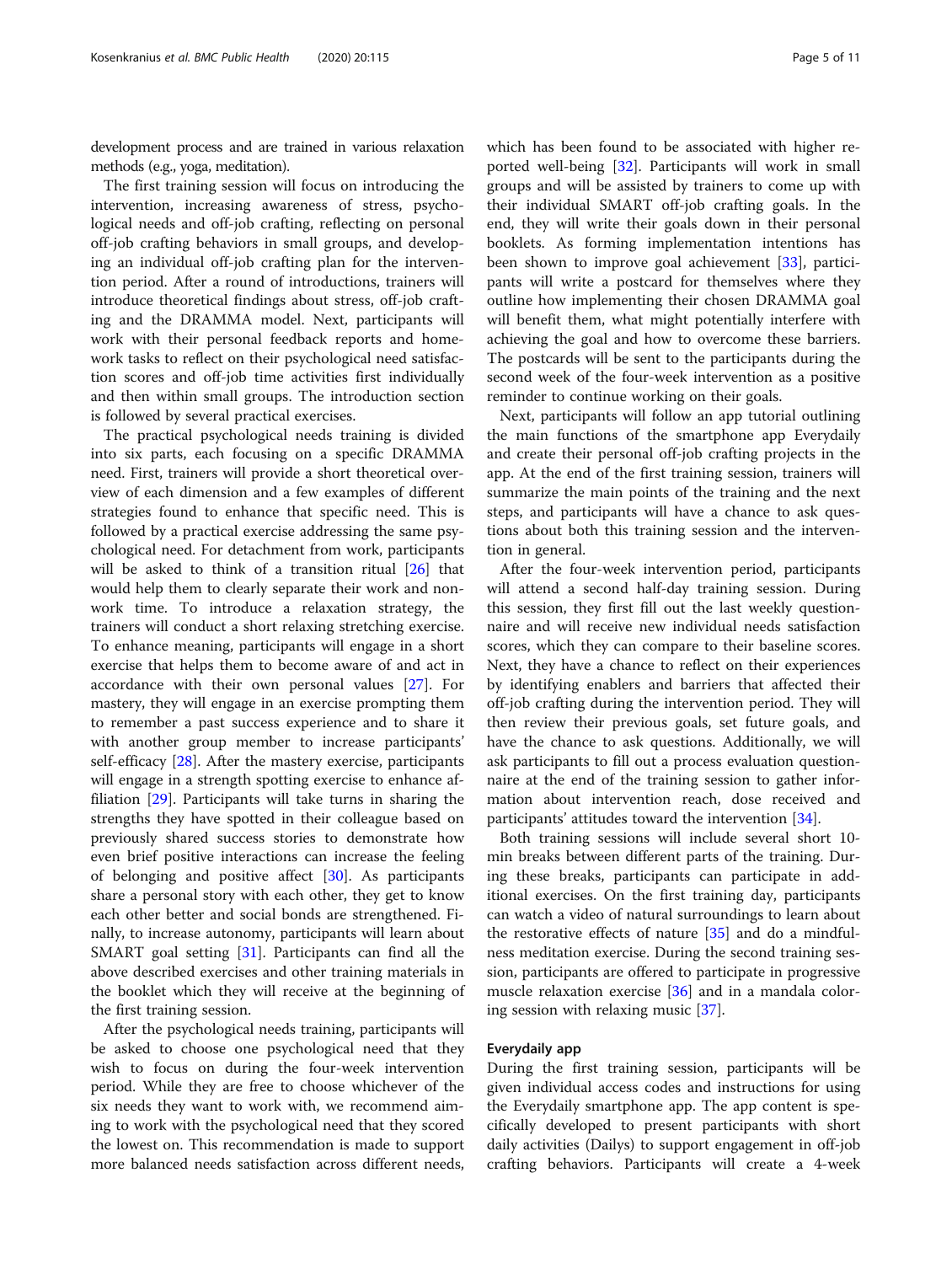development process and are trained in various relaxation methods (e.g., yoga, meditation).

The first training session will focus on introducing the intervention, increasing awareness of stress, psychological needs and off-job crafting, reflecting on personal off-job crafting behaviors in small groups, and developing an individual off-job crafting plan for the intervention period. After a round of introductions, trainers will introduce theoretical findings about stress, off-job crafting and the DRAMMA model. Next, participants will work with their personal feedback reports and homework tasks to reflect on their psychological need satisfaction scores and off-job time activities first individually and then within small groups. The introduction section is followed by several practical exercises.

The practical psychological needs training is divided into six parts, each focusing on a specific DRAMMA need. First, trainers will provide a short theoretical overview of each dimension and a few examples of different strategies found to enhance that specific need. This is followed by a practical exercise addressing the same psychological need. For detachment from work, participants will be asked to think of a transition ritual [26] that would help them to clearly separate their work and nonwork time. To introduce a relaxation strategy, the trainers will conduct a short relaxing stretching exercise. To enhance meaning, participants will engage in a short exercise that helps them to become aware of and act in accordance with their own personal values [27]. For mastery, they will engage in an exercise prompting them to remember a past success experience and to share it with another group member to increase participants' self-efficacy [28]. After the mastery exercise, participants will engage in a strength spotting exercise to enhance affiliation [29]. Participants will take turns in sharing the strengths they have spotted in their colleague based on previously shared success stories to demonstrate how even brief positive interactions can increase the feeling of belonging and positive affect [30]. As participants share a personal story with each other, they get to know each other better and social bonds are strengthened. Finally, to increase autonomy, participants will learn about SMART goal setting [31]. Participants can find all the above described exercises and other training materials in the booklet which they will receive at the beginning of the first training session.

After the psychological needs training, participants will be asked to choose one psychological need that they wish to focus on during the four-week intervention period. While they are free to choose whichever of the six needs they want to work with, we recommend aiming to work with the psychological need that they scored the lowest on. This recommendation is made to support more balanced needs satisfaction across different needs, which has been found to be associated with higher reported well-being [32]. Participants will work in small groups and will be assisted by trainers to come up with their individual SMART off-job crafting goals. In the end, they will write their goals down in their personal booklets. As forming implementation intentions has been shown to improve goal achievement [33], participants will write a postcard for themselves where they outline how implementing their chosen DRAMMA goal will benefit them, what might potentially interfere with achieving the goal and how to overcome these barriers. The postcards will be sent to the participants during the second week of the four-week intervention as a positive reminder to continue working on their goals.

Next, participants will follow an app tutorial outlining the main functions of the smartphone app Everydaily and create their personal off-job crafting projects in the app. At the end of the first training session, trainers will summarize the main points of the training and the next steps, and participants will have a chance to ask questions about both this training session and the intervention in general.

After the four-week intervention period, participants will attend a second half-day training session. During this session, they first fill out the last weekly questionnaire and will receive new individual needs satisfaction scores, which they can compare to their baseline scores. Next, they have a chance to reflect on their experiences by identifying enablers and barriers that affected their off-job crafting during the intervention period. They will then review their previous goals, set future goals, and have the chance to ask questions. Additionally, we will ask participants to fill out a process evaluation questionnaire at the end of the training session to gather information about intervention reach, dose received and participants' attitudes toward the intervention [34].

Both training sessions will include several short 10-min breaks between different parts of the training. During these breaks, participants can participate in additional exercises. On the first training day, participants can watch a video of natural surroundings to learn about the restorative effects of nature [35] and do a mindfulness meditation exercise. During the second training session, participants are offered to participate in progressive muscle relaxation exercise [36] and in a mandala coloring session with relaxing music [37].

#### Everydaily app

During the first training session, participants will be given individual access codes and instructions for using the Everydaily smartphone app. The app content is specifically developed to present participants with short daily activities (Dailys) to support engagement in off-job crafting behaviors. Participants will create a 4-week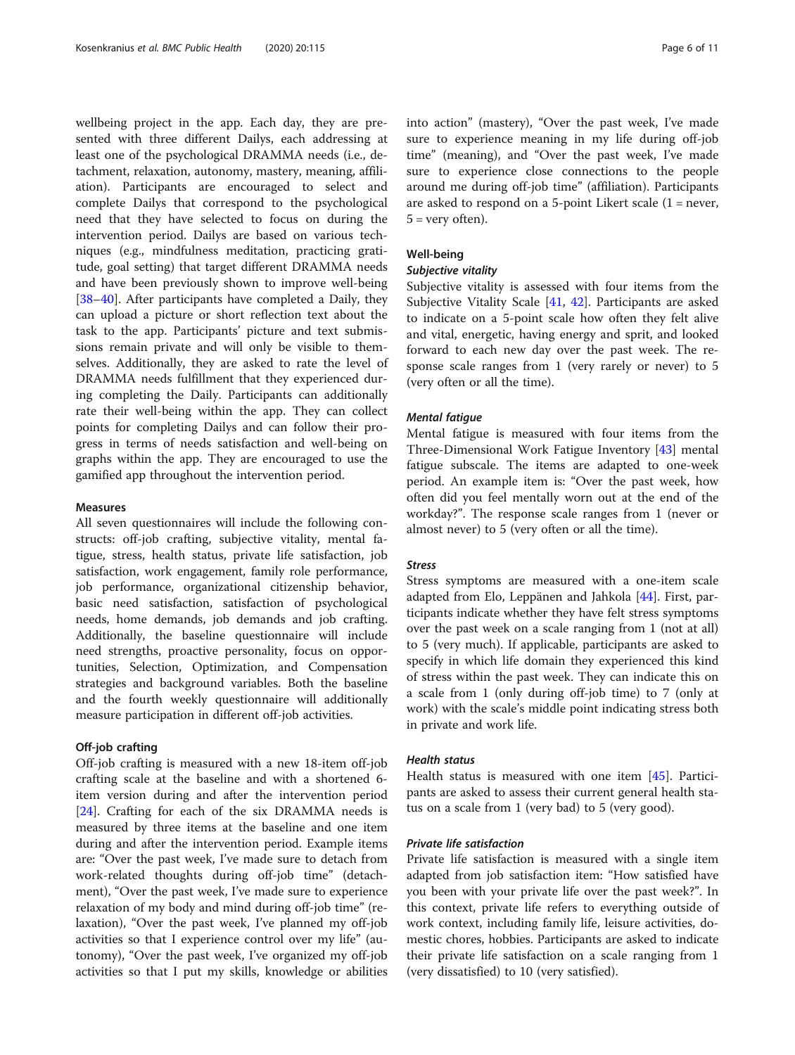wellbeing project in the app. Each day, they are presented with three different Dailys, each addressing at least one of the psychological DRAMMA needs (i.e., detachment, relaxation, autonomy, mastery, meaning, affiliation). Participants are encouraged to select and complete Dailys that correspond to the psychological need that they have selected to focus on during the intervention period. Dailys are based on various techniques (e.g., mindfulness meditation, practicing gratitude, goal setting) that target different DRAMMA needs and have been previously shown to improve well-being [38–40]. After participants have completed a Daily, they can upload a picture or short reflection text about the task to the app. Participants' picture and text submissions remain private and will only be visible to themselves. Additionally, they are asked to rate the level of DRAMMA needs fulfillment that they experienced during completing the Daily. Participants can additionally rate their well-being within the app. They can collect points for completing Dailys and can follow their progress in terms of needs satisfaction and well-being on graphs within the app. They are encouraged to use the gamified app throughout the intervention period.

### Measures

All seven questionnaires will include the following constructs: off-job crafting, subjective vitality, mental fatigue, stress, health status, private life satisfaction, job satisfaction, work engagement, family role performance, job performance, organizational citizenship behavior, basic need satisfaction, satisfaction of psychological needs, home demands, job demands and job crafting. Additionally, the baseline questionnaire will include need strengths, proactive personality, focus on opportunities, Selection, Optimization, and Compensation strategies and background variables. Both the baseline and the fourth weekly questionnaire will additionally measure participation in different off-job activities.

### Off-job crafting

Off-job crafting is measured with a new 18-item off-job crafting scale at the baseline and with a shortened 6-item version during and after the intervention period [24]. Crafting for each of the six DRAMMA needs is measured by three items at the baseline and one item during and after the intervention period. Example items are: "Over the past week, I've made sure to detach from work-related thoughts during off-job time" (detachment), "Over the past week, I've made sure to experience relaxation of my body and mind during off-job time" (relaxation), "Over the past week, I've planned my off-job activities so that I experience control over my life" (autonomy), "Over the past week, I've organized my off-job activities so that I put my skills, knowledge or abilities into action" (mastery), "Over the past week, I've made sure to experience meaning in my life during off-job time" (meaning), and "Over the past week, I've made sure to experience close connections to the people around me during off-job time" (affiliation). Participants are asked to respond on a 5-point Likert scale (1 = never, 5 = very often).

### Well-being

#### *Subjective vitality*

Subjective vitality is assessed with four items from the Subjective Vitality Scale [41, 42]. Participants are asked to indicate on a 5-point scale how often they felt alive and vital, energetic, having energy and sprit, and looked forward to each new day over the past week. The response scale ranges from 1 (very rarely or never) to 5 (very often or all the time).

#### *Mental fatigue*

Mental fatigue is measured with four items from the Three-Dimensional Work Fatigue Inventory [43] mental fatigue subscale. The items are adapted to one-week period. An example item is: "Over the past week, how often did you feel mentally worn out at the end of the workday?". The response scale ranges from 1 (never or almost never) to 5 (very often or all the time).

#### *Stress*

Stress symptoms are measured with a one-item scale adapted from Elo, Leppänen and Jahkola [44]. First, participants indicate whether they have felt stress symptoms over the past week on a scale ranging from 1 (not at all) to 5 (very much). If applicable, participants are asked to specify in which life domain they experienced this kind of stress within the past week. They can indicate this on a scale from 1 (only during off-job time) to 7 (only at work) with the scale's middle point indicating stress both in private and work life.

#### *Health status*

Health status is measured with one item [45]. Participants are asked to assess their current general health status on a scale from 1 (very bad) to 5 (very good).

#### *Private life satisfaction*

Private life satisfaction is measured with a single item adapted from job satisfaction item: "How satisfied have you been with your private life over the past week?". In this context, private life refers to everything outside of work context, including family life, leisure activities, domestic chores, hobbies. Participants are asked to indicate their private life satisfaction on a scale ranging from 1 (very dissatisfied) to 10 (very satisfied).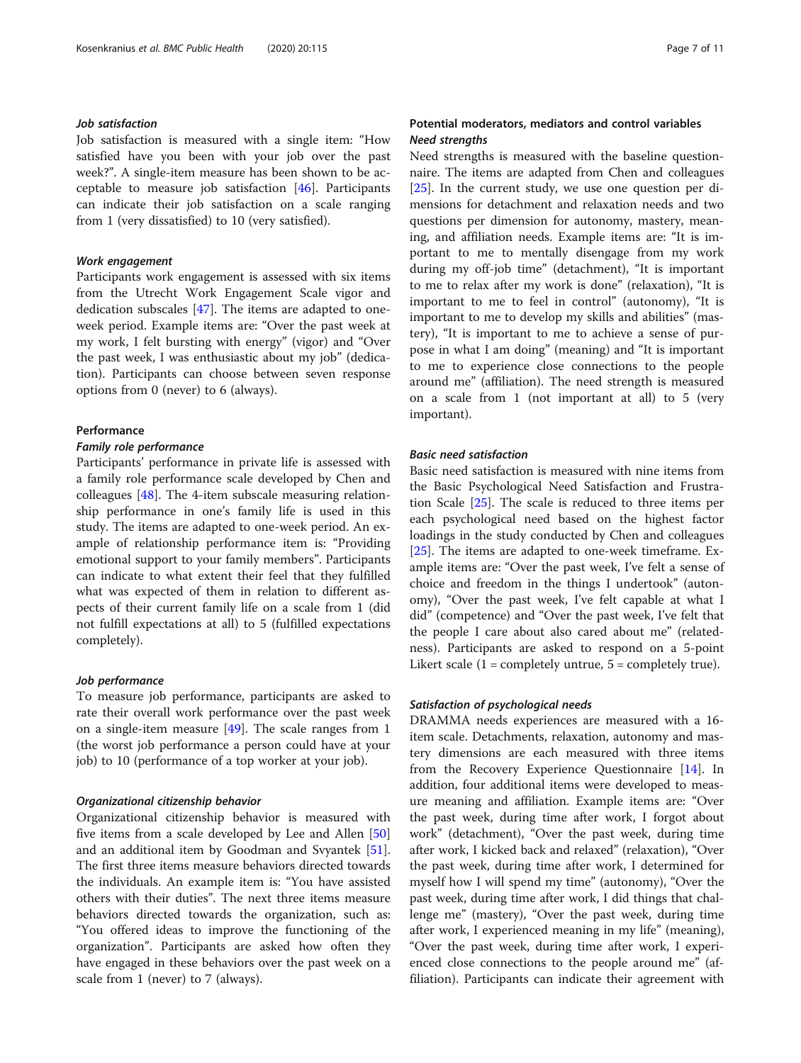#### *Job satisfaction*

Job satisfaction is measured with a single item: "How satisfied have you been with your job over the past week?". A single-item measure has been shown to be acceptable to measure job satisfaction [46]. Participants can indicate their job satisfaction on a scale ranging from 1 (very dissatisfied) to 10 (very satisfied).

#### *Work engagement*

Participants work engagement is assessed with six items from the Utrecht Work Engagement Scale vigor and dedication subscales [47]. The items are adapted to one-week period. Example items are: "Over the past week at my work, I felt bursting with energy" (vigor) and "Over the past week, I was enthusiastic about my job" (dedication). Participants can choose between seven response options from 0 (never) to 6 (always).

### Performance

#### *Family role performance*

Participants' performance in private life is assessed with a family role performance scale developed by Chen and colleagues [48]. The 4-item subscale measuring relationship performance in one's family life is used in this study. The items are adapted to one-week period. An example of relationship performance item is: "Providing emotional support to your family members". Participants can indicate to what extent their feel that they fulfilled what was expected of them in relation to different aspects of their current family life on a scale from 1 (did not fulfill expectations at all) to 5 (fulfilled expectations completely).

#### *Job performance*

To measure job performance, participants are asked to rate their overall work performance over the past week on a single-item measure [49]. The scale ranges from 1 (the worst job performance a person could have at your job) to 10 (performance of a top worker at your job).

#### *Organizational citizenship behavior*

Organizational citizenship behavior is measured with five items from a scale developed by Lee and Allen [50] and an additional item by Goodman and Svyantek [51]. The first three items measure behaviors directed towards the individuals. An example item is: "You have assisted others with their duties". The next three items measure behaviors directed towards the organization, such as: "You offered ideas to improve the functioning of the organization". Participants are asked how often they have engaged in these behaviors over the past week on a scale from 1 (never) to 7 (always).

### Potential moderators, mediators and control variables

#### *Need strengths*

Need strengths is measured with the baseline questionnaire. The items are adapted from Chen and colleagues [25]. In the current study, we use one question per dimensions for detachment and relaxation needs and two questions per dimension for autonomy, mastery, meaning, and affiliation needs. Example items are: "It is important to me to mentally disengage from my work during my off-job time" (detachment), "It is important to me to relax after my work is done" (relaxation), "It is important to me to feel in control" (autonomy), "It is important to me to develop my skills and abilities" (mastery), "It is important to me to achieve a sense of purpose in what I am doing" (meaning) and "It is important to me to experience close connections to the people around me" (affiliation). The need strength is measured on a scale from 1 (not important at all) to 5 (very important).

#### *Basic need satisfaction*

Basic need satisfaction is measured with nine items from the Basic Psychological Need Satisfaction and Frustration Scale [25]. The scale is reduced to three items per each psychological need based on the highest factor loadings in the study conducted by Chen and colleagues [25]. The items are adapted to one-week timeframe. Example items are: "Over the past week, I've felt a sense of choice and freedom in the things I undertook" (autonomy), "Over the past week, I've felt capable at what I did" (competence) and "Over the past week, I've felt that the people I care about also cared about me" (relatedness). Participants are asked to respond on a 5-point Likert scale (1 = completely untrue, 5 = completely true).

#### *Satisfaction of psychological needs*

DRAMMA needs experiences are measured with a 16-item scale. Detachments, relaxation, autonomy and mastery dimensions are each measured with three items from the Recovery Experience Questionnaire [14]. In addition, four additional items were developed to measure meaning and affiliation. Example items are: "Over the past week, during time after work, I forgot about work" (detachment), "Over the past week, during time after work, I kicked back and relaxed" (relaxation), "Over the past week, during time after work, I determined for myself how I will spend my time" (autonomy), "Over the past week, during time after work, I did things that challenge me" (mastery), "Over the past week, during time after work, I experienced meaning in my life" (meaning), "Over the past week, during time after work, I experienced close connections to the people around me" (affiliation). Participants can indicate their agreement with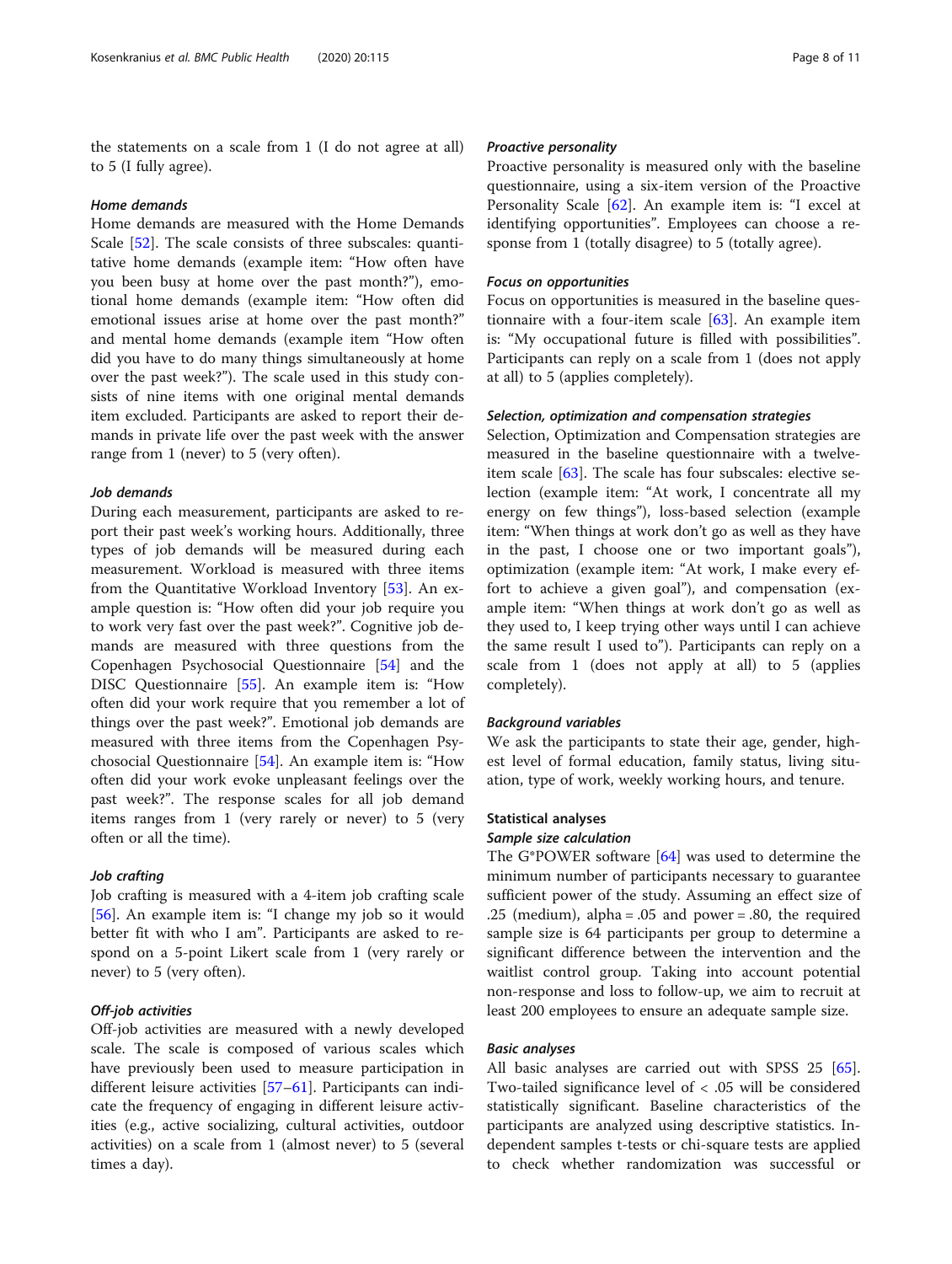the statements on a scale from 1 (I do not agree at all) to 5 (I fully agree).

#### Home demands

Home demands are measured with the Home Demands Scale [52]. The scale consists of three subscales: quantitative home demands (example item: "How often have you been busy at home over the past month?"), emotional home demands (example item: "How often did emotional issues arise at home over the past month?" and mental home demands (example item "How often did you have to do many things simultaneously at home over the past week?"). The scale used in this study consists of nine items with one original mental demands item excluded. Participants are asked to report their demands in private life over the past week with the answer range from 1 (never) to 5 (very often).

#### Job demands

During each measurement, participants are asked to report their past week's working hours. Additionally, three types of job demands will be measured during each measurement. Workload is measured with three items from the Quantitative Workload Inventory [53]. An example question is: "How often did your job require you to work very fast over the past week?". Cognitive job demands are measured with three questions from the Copenhagen Psychosocial Questionnaire [54] and the DISC Questionnaire [55]. An example item is: "How often did your work require that you remember a lot of things over the past week?". Emotional job demands are measured with three items from the Copenhagen Psychosocial Questionnaire [54]. An example item is: "How often did your work evoke unpleasant feelings over the past week?". The response scales for all job demand items ranges from 1 (very rarely or never) to 5 (very often or all the time).

#### Job crafting

Job crafting is measured with a 4-item job crafting scale [56]. An example item is: "I change my job so it would better fit with who I am". Participants are asked to respond on a 5-point Likert scale from 1 (very rarely or never) to 5 (very often).

#### Off-job activities

Off-job activities are measured with a newly developed scale. The scale is composed of various scales which have previously been used to measure participation in different leisure activities [57–61]. Participants can indicate the frequency of engaging in different leisure activities (e.g., active socializing, cultural activities, outdoor activities) on a scale from 1 (almost never) to 5 (several times a day).

#### Proactive personality

Proactive personality is measured only with the baseline questionnaire, using a six-item version of the Proactive Personality Scale [62]. An example item is: "I excel at identifying opportunities". Employees can choose a response from 1 (totally disagree) to 5 (totally agree).

#### Focus on opportunities

Focus on opportunities is measured in the baseline questionnaire with a four-item scale [63]. An example item is: "My occupational future is filled with possibilities". Participants can reply on a scale from 1 (does not apply at all) to 5 (applies completely).

#### Selection, optimization and compensation strategies

Selection, Optimization and Compensation strategies are measured in the baseline questionnaire with a twelve-item scale [63]. The scale has four subscales: elective selection (example item: "At work, I concentrate all my energy on few things"), loss-based selection (example item: "When things at work don't go as well as they have in the past, I choose one or two important goals"), optimization (example item: "At work, I make every effort to achieve a given goal"), and compensation (example item: "When things at work don't go as well as they used to, I keep trying other ways until I can achieve the same result I used to"). Participants can reply on a scale from 1 (does not apply at all) to 5 (applies completely).

#### Background variables

We ask the participants to state their age, gender, highest level of formal education, family status, living situation, type of work, weekly working hours, and tenure.

### Statistical analyses

#### Sample size calculation

The G*POWER software [64] was used to determine the minimum number of participants necessary to guarantee sufficient power of the study. Assuming an effect size of .25 (medium), alpha = .05 and power = .80, the required sample size is 64 participants per group to determine a significant difference between the intervention and the waitlist control group. Taking into account potential non-response and loss to follow-up, we aim to recruit at least 200 employees to ensure an adequate sample size.

#### Basic analyses

All basic analyses are carried out with SPSS 25 [65]. Two-tailed significance level of < .05 will be considered statistically significant. Baseline characteristics of the participants are analyzed using descriptive statistics. Independent samples t-tests or chi-square tests are applied to check whether randomization was successful or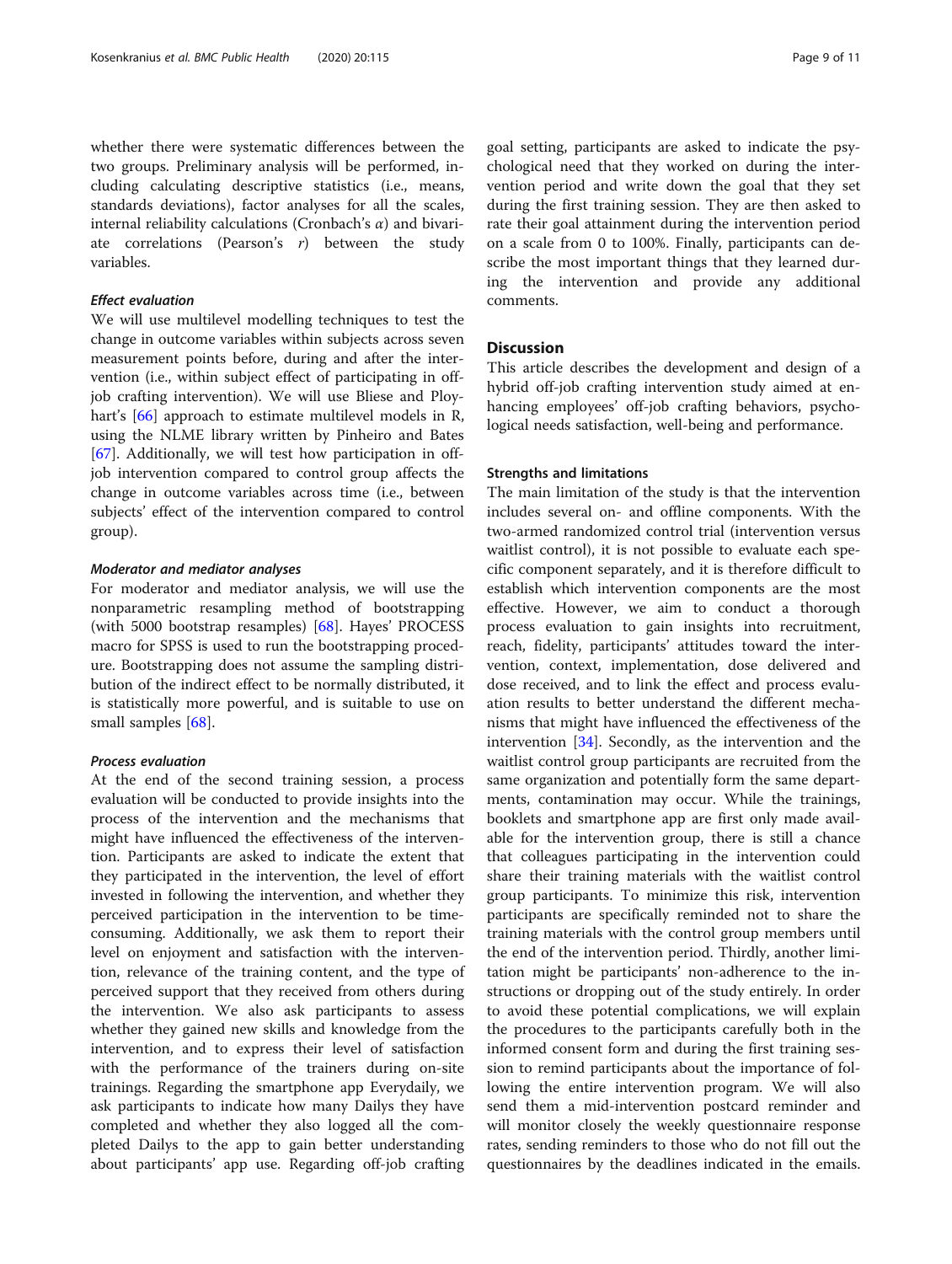whether there were systematic differences between the two groups. Preliminary analysis will be performed, including calculating descriptive statistics (i.e., means, standards deviations), factor analyses for all the scales, internal reliability calculations (Cronbach's $\alpha$) and bivariate correlations (Pearson's $r$) between the study variables.

#### *Effect evaluation*

We will use multilevel modelling techniques to test the change in outcome variables within subjects across seven measurement points before, during and after the intervention (i.e., within subject effect of participating in off-job crafting intervention). We will use Bliese and Ployhart's [66] approach to estimate multilevel models in R, using the NLME library written by Pinheiro and Bates [67]. Additionally, we will test how participation in off-job intervention compared to control group affects the change in outcome variables across time (i.e., between subjects' effect of the intervention compared to control group).

#### *Moderator and mediator analyses*

For moderator and mediator analysis, we will use the nonparametric resampling method of bootstrapping (with 5000 bootstrap resamples) [68]. Hayes' PROCESS macro for SPSS is used to run the bootstrapping procedure. Bootstrapping does not assume the sampling distribution of the indirect effect to be normally distributed, it is statistically more powerful, and is suitable to use on small samples [68].

#### *Process evaluation*

At the end of the second training session, a process evaluation will be conducted to provide insights into the process of the intervention and the mechanisms that might have influenced the effectiveness of the intervention. Participants are asked to indicate the extent that they participated in the intervention, the level of effort invested in following the intervention, and whether they perceived participation in the intervention to be time-consuming. Additionally, we ask them to report their level on enjoyment and satisfaction with the intervention, relevance of the training content, and the type of perceived support that they received from others during the intervention. We also ask participants to assess whether they gained new skills and knowledge from the intervention, and to express their level of satisfaction with the performance of the trainers during on-site trainings. Regarding the smartphone app Everydaily, we ask participants to indicate how many Dailys they have completed and whether they also logged all the completed Dailys to the app to gain better understanding about participants' app use. Regarding off-job crafting goal setting, participants are asked to indicate the psychological need that they worked on during the intervention period and write down the goal that they set during the first training session. They are then asked to rate their goal attainment during the intervention period on a scale from 0 to 100%. Finally, participants can describe the most important things that they learned during the intervention and provide any additional comments.

## Discussion

This article describes the development and design of a hybrid off-job crafting intervention study aimed at enhancing employees' off-job crafting behaviors, psychological needs satisfaction, well-being and performance.

### Strengths and limitations

The main limitation of the study is that the intervention includes several on- and offline components. With the two-armed randomized control trial (intervention versus waitlist control), it is not possible to evaluate each specific component separately, and it is therefore difficult to establish which intervention components are the most effective. However, we aim to conduct a thorough process evaluation to gain insights into recruitment, reach, fidelity, participants' attitudes toward the intervention, context, implementation, dose delivered and dose received, and to link the effect and process evaluation results to better understand the different mechanisms that might have influenced the effectiveness of the intervention [34]. Secondly, as the intervention and the waitlist control group participants are recruited from the same organization and potentially form the same departments, contamination may occur. While the trainings, booklets and smartphone app are first only made available for the intervention group, there is still a chance that colleagues participating in the intervention could share their training materials with the waitlist control group participants. To minimize this risk, intervention participants are specifically reminded not to share the training materials with the control group members until the end of the intervention period. Thirdly, another limitation might be participants' non-adherence to the instructions or dropping out of the study entirely. In order to avoid these potential complications, we will explain the procedures to the participants carefully both in the informed consent form and during the first training session to remind participants about the importance of following the entire intervention program. We will also send them a mid-intervention postcard reminder and will monitor closely the weekly questionnaire response rates, sending reminders to those who do not fill out the questionnaires by the deadlines indicated in the emails.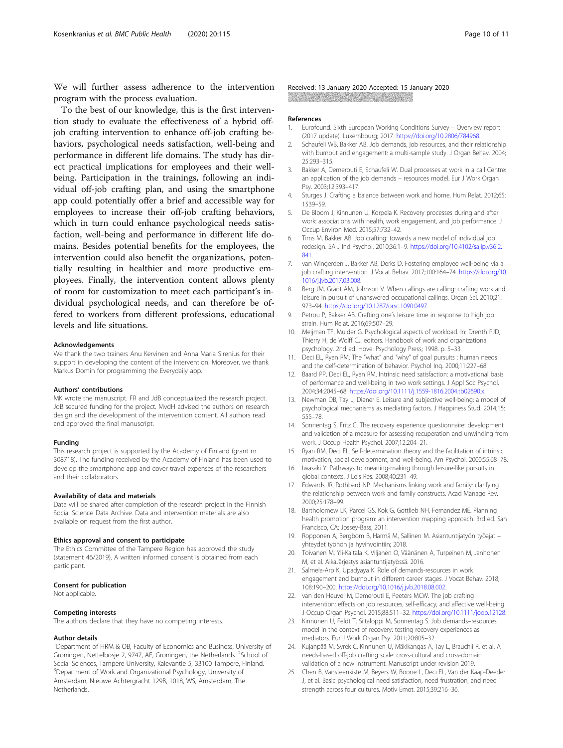We will further assess adherence to the intervention program with the process evaluation.

To the best of our knowledge, this is the first intervention study to evaluate the effectiveness of a hybrid off-job crafting intervention to enhance off-job crafting behaviors, psychological needs satisfaction, well-being and performance in different life domains. The study has direct practical implications for employees and their well-being. Participation in the trainings, following an individual off-job crafting plan, and using the smartphone app could potentially offer a brief and accessible way for employees to increase their off-job crafting behaviors, which in turn could enhance psychological needs satisfaction, well-being and performance in different life domains. Besides potential benefits for the employees, the intervention could also benefit the organizations, potentially resulting in healthier and more productive employees. Finally, the intervention content allows plenty of room for customization to meet each participant's individual psychological needs, and can therefore be offered to workers from different professions, educational levels and life situations.

#### Acknowledgements

We thank the two trainers Anu Kervinen and Anna Maria Sirenius for their support in developing the content of the intervention. Moreover, we thank Markus Domin for programming the Everydaily app.

#### Authors' contributions

MK wrote the manuscript. FR and JdB conceptualized the research project. JdB secured funding for the project. MvdH advised the authors on research design and the development of the intervention content. All authors read and approved the final manuscript.

#### Funding

This research project is supported by the Academy of Finland (grant nr. 308718). The funding received by the Academy of Finland has been used to develop the smartphone app and cover travel expenses of the researchers and their collaborators.

#### Availability of data and materials

Data will be shared after completion of the research project in the Finnish Social Science Data Archive. Data and intervention materials are also available on request from the first author.

#### Ethics approval and consent to participate

The Ethics Committee of the Tampere Region has approved the study (statement 46/2019). A written informed consent is obtained from each participant.

#### Consent for publication

Not applicable.

#### Competing interests

The authors declare that they have no competing interests.

#### Author details

[1]Department of HRM & OB, Faculty of Economics and Business, University of Groningen, Nettelbosje 2, 9747, AE, Groningen, the Netherlands. [2]School of Social Sciences, Tampere University, Kalevantie 5, 33100 Tampere, Finland. [3]Department of Work and Organizational Psychology, University of Amsterdam, Nieuwe Achtergracht 129B, 1018, WS, Amsterdam, The Netherlands.

Received: 13 January 2020 Accepted: 15 January 2020

#### References

1. Eurofound. Sixth European Working Conditions Survey – Overview report (2017 update). Luxembourg; 2017. https://doi.org/10.2806/784968.
2. Schaufeli WB, Bakker AB. Job demands, job resources, and their relationship with burnout and engagement: a multi-sample study. J Organ Behav. 2004; 25:293–315.
3. Bakker A, Demerouti E, Schaufeli W. Dual processes at work in a call Centre: an application of the job demands – resources model. Eur J Work Organ Psy. 2003;12:393–417.
4. Sturges J. Crafting a balance between work and home. Hum Relat. 2012;65: 1539–59.
5. De Bloom J, Kinnunen U, Korpela K. Recovery processes during and after work: associations with health, work engagement, and job performance. J Occup Environ Med. 2015;57:732–42.
6. Tims M, Bakker AB. Job crafting: towards a new model of individual job redesign. SA J Ind Psychol. 2010;36:1–9. https://doi.org/10.4102/sajip.v36i2.841.
7. van Wingerden J, Bakker AB, Derks D. Fostering employee well-being via a job crafting intervention. J Vocat Behav. 2017;100:164–74. https://doi.org/10.1016/j.jvb.2017.03.008.
8. Berg JM, Grant AM, Johnson V. When callings are calling: crafting work and leisure in pursuit of unanswered occupational callings. Organ Sci. 2010;21: 973–94. https://doi.org/10.1287/orsc.1090.0497.
9. Petrou P, Bakker AB. Crafting one's leisure time in response to high job strain. Hum Relat. 2016;69:507–29.
10. Meijman TF, Mulder G. Psychological aspects of workload. In: Drenth PJD, Thierry H, de Wolff CJ, editors. Handbook of work and organizational psychology. 2nd ed. Hove: Psychology Press; 1998. p. 5–33.
11. Deci EL, Ryan RM. The "what" and "why" of goal pursuits : human needs and the delf-determination of behavior. Psychol Inq. 2000;11:227–68.
12. Baard PP, Deci EL, Ryan RM. Intrinsic need satisfaction: a motivational basis of performance and well-being in two work settings. J Appl Soc Psychol. 2004;34:2045–68. https://doi.org/10.1111/j.1559-1816.2004.tb02690.x.
13. Newman DB, Tay L, Diener E. Leisure and subjective well-being: a model of psychological mechanisms as mediating factors. J Happiness Stud. 2014;15: 555–78.
14. Sonnentag S, Fritz C. The recovery experience questionnaire: development and validation of a measure for assessing recuperation and unwinding from work. J Occup Health Psychol. 2007;12:204–21.
15. Ryan RM, Deci EL. Self-determination theory and the facilitation of intrinsic motivation, social development, and well-being. Am Psychol. 2000;55:68–78.
16. Iwasaki Y. Pathways to meaning-making through leisure-like pursuits in global contexts. J Leis Res. 2008;40:231–49.
17. Edwards JR, Rothbard NP. Mechanisms linking work and family: clarifying the relationship between work and family constructs. Acad Manage Rev. 2000;25:178–99.
18. Bartholomew LK, Parcel GS, Kok G, Gottlieb NH, Fernandez ME. Planning health promotion program: an intervention mapping approach. 3rd ed. San Francisco, CA: Jossey-Bass; 2011.
19. Ropponen A, Bergbom B, Härmä M, Sallinen M. Asiantuntijatyön työajat – yhteydet työhön ja hyvinvointiin; 2018.
20. Toivanen M, Yli-Kaitala K, Viljanen O, Väänänen A, Turpeinen M, Janhonen M, et al. AikaJärjestys asiantuntijatyössä. 2016.
21. Salmela-Aro K, Upadyaya K. Role of demands-resources in work engagement and burnout in different career stages. J Vocat Behav. 2018; 108:190–200. https://doi.org/10.1016/j.jvb.2018.08.002.
22. van den Heuvel M, Demerouti E, Peeters MCW. The job crafting intervention: effects on job resources, self-efficacy, and affective well-being. J Occup Organ Psychol. 2015;88:511–32. https://doi.org/10.1111/joop.12128.
23. Kinnunen U, Feldt T, Siltaloppi M, Sonnentag S. Job demands–resources model in the context of recovery: testing recovery experiences as mediators. Eur J Work Organ Psy. 2011;20:805–32.
24. Kujanpää M, Syrek C, Kinnunen U, Mäkikangas A, Tay L, Brauchli R, et al. A needs-based off-job crafting scale: cross-cultural and cross-domain validation of a new instrument. Manuscript under revision 2019.
25. Chen B, Vansteenkiste M, Beyers W, Boone L, Deci EL, Van der Kaap-Deeder J, et al. Basic psychological need satisfaction, need frustration, and need strength across four cultures. Motiv Emot. 2015;39:216–36.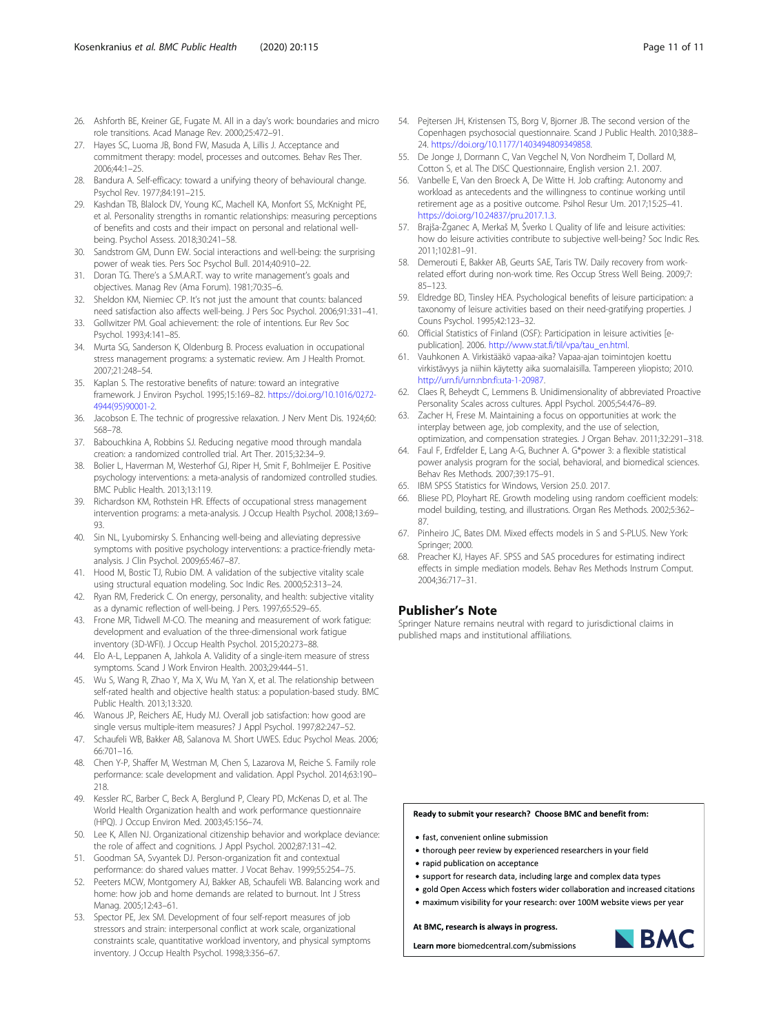26. Ashforth BE, Kreiner GE, Fugate M. All in a day's work: boundaries and micro role transitions. Acad Manage Rev. 2000;25:472–91.
27. Hayes SC, Luoma JB, Bond FW, Masuda A, Lillis J. Acceptance and commitment therapy: model, processes and outcomes. Behav Res Ther. 2006;44:1–25.
28. Bandura A. Self-efficacy: toward a unifying theory of behavioural change. Psychol Rev. 1977;84:191–215.
29. Kashdan TB, Blalock DV, Young KC, Machell KA, Monfort SS, McKnight PE, et al. Personality strengths in romantic relationships: measuring perceptions of benefits and costs and their impact on personal and relational well-being. Psychol Assess. 2018;30:241–58.
30. Sandstrom GM, Dunn EW. Social interactions and well-being: the surprising power of weak ties. Pers Soc Psychol Bull. 2014;40:910–22.
31. Doran TG. There's a S.M.A.R.T. way to write management's goals and objectives. Manag Rev (Ama Forum). 1981;70:35–6.
32. Sheldon KM, Niemiec CP. It's not just the amount that counts: balanced need satisfaction also affects well-being. J Pers Soc Psychol. 2006;91:331–41.
33. Gollwitzer PM. Goal achievement: the role of intentions. Eur Rev Soc Psychol. 1993;4:141–85.
34. Murta SG, Sanderson K, Oldenburg B. Process evaluation in occupational stress management programs: a systematic review. Am J Health Promot. 2007;21:248–54.
35. Kaplan S. The restorative benefits of nature: toward an integrative framework. J Environ Psychol. 1995;15:169–82. https://doi.org/10.1016/0272-4944(95)90001-2.
36. Jacobson E. The technic of progressive relaxation. J Nerv Ment Dis. 1924;60:568–78.
37. Babouchkina A, Robbins SJ. Reducing negative mood through mandala creation: a randomized controlled trial. Art Ther. 2015;32:34–9.
38. Bolier L, Haverman M, Westerhof GJ, Riper H, Smit F, Bohlmeijer E. Positive psychology interventions: a meta-analysis of randomized controlled studies. BMC Public Health. 2013;13:119.
39. Richardson KM, Rothstein HR. Effects of occupational stress management intervention programs: a meta-analysis. J Occup Health Psychol. 2008;13:69–93.
40. Sin NL, Lyubomirsky S. Enhancing well-being and alleviating depressive symptoms with positive psychology interventions: a practice-friendly meta-analysis. J Clin Psychol. 2009;65:467–87.
41. Hood M, Bostic TJ, Rubio DM. A validation of the subjective vitality scale using structural equation modeling. Soc Indic Res. 2000;52:313–24.
42. Ryan RM, Frederick C. On energy, personality, and health: subjective vitality as a dynamic reflection of well-being. J Pers. 1997;65:529–65.
43. Frone MR, Tidwell M-CO. The meaning and measurement of work fatigue: development and evaluation of the three-dimensional work fatigue inventory (3D-WFI). J Occup Health Psychol. 2015;20:273–88.
44. Elo A-L, Leppanen A, Jahkola A. Validity of a single-item measure of stress symptoms. Scand J Work Environ Health. 2003;29:444–51.
45. Wu S, Wang R, Zhao Y, Ma X, Wu M, Yan X, et al. The relationship between self-rated health and objective health status: a population-based study. BMC Public Health. 2013;13:320.
46. Wanous JP, Reichers AE, Hudy MJ. Overall job satisfaction: how good are single versus multiple-item measures? J Appl Psychol. 1997;82:247–52.
47. Schaufeli WB, Bakker AB, Salanova M. Short UWES. Educ Psychol Meas. 2006;66:701–16.
48. Chen Y-P, Shaffer M, Westman M, Chen S, Lazarova M, Reiche S. Family role performance: scale development and validation. Appl Psychol. 2014;63:190–218.
49. Kessler RC, Barber C, Beck A, Berglund P, Cleary PD, McKenas D, et al. The World Health Organization health and work performance questionnaire (HPQ). J Occup Environ Med. 2003;45:156–74.
50. Lee K, Allen NJ. Organizational citizenship behavior and workplace deviance: the role of affect and cognitions. J Appl Psychol. 2002;87:131–42.
51. Goodman SA, Svyantek DJ. Person-organization fit and contextual performance: do shared values matter. J Vocat Behav. 1999;55:254–75.
52. Peeters MCW, Montgomery AJ, Bakker AB, Schaufeli WB. Balancing work and home: how job and home demands are related to burnout. Int J Stress Manag. 2005;12:43–61.
53. Spector PE, Jex SM. Development of four self-report measures of job stressors and strain: interpersonal conflict at work scale, organizational constraints scale, quantitative workload inventory, and physical symptoms inventory. J Occup Health Psychol. 1998;3:356–67.
54. Pejtersen JH, Kristensen TS, Borg V, Bjorner JB. The second version of the Copenhagen psychosocial questionnaire. Scand J Public Health. 2010;38:8–24. https://doi.org/10.1177/1403494809349858.
55. De Jonge J, Dormann C, Van Vegchel N, Von Nordheim T, Dollard M, Cotton S, et al. The DISC Questionnaire, English version 2.1. 2007.
56. Vanbelle E, Van den Broeck A, De Witte H. Job crafting: Autonomy and workload as antecedents and the willingness to continue working until retirement age as a positive outcome. Psihol Resur Um. 2017;15:25–41. https://doi.org/10.24837/pru.2017.1.3.
57. Brajša-Žganec A, Merkaš M, Šverko I. Quality of life and leisure activities: how do leisure activities contribute to subjective well-being? Soc Indic Res. 2011;102:81–91.
58. Demerouti E, Bakker AB, Geurts SAE, Taris TW. Daily recovery from work-related effort during non-work time. Res Occup Stress Well Being. 2009;7:85–123.
59. Eldredge BD, Tinsley HEA. Psychological benefits of leisure participation: a taxonomy of leisure activities based on their need-gratifying properties. J Couns Psychol. 1995;42:123–32.
60. Official Statistics of Finland (OSF): Participation in leisure activities [e-publication]. 2006. http://www.stat.fi/til/vpa/tau_en.html.
61. Vauhkonen A. Virkistääkö vapaa-aika? Vapaa-ajan toimintojen koettu virkistävyys ja niihin käytetty aika suomalaisilla. Tampereen yliopisto; 2010. http://urn.fi/urn:nbn:fi:uta-1-20987.
62. Claes R, Beheydt C, Lemmens B. Unidimensionality of abbreviated Proactive Personality Scales across cultures. Appl Psychol. 2005;54:476–89.
63. Zacher H, Frese M. Maintaining a focus on opportunities at work: the interplay between age, job complexity, and the use of selection, optimization, and compensation strategies. J Organ Behav. 2011;32:291–318.
64. Faul F, Erdfelder E, Lang A-G, Buchner A. G*power 3: a flexible statistical power analysis program for the social, behavioral, and biomedical sciences. Behav Res Methods. 2007;39:175–91.
65. IBM SPSS Statistics for Windows, Version 25.0. 2017.
66. Bliese PD, Ployhart RE. Growth modeling using random coefficient models: model building, testing, and illustrations. Organ Res Methods. 2002;5:362–87.
67. Pinheiro JC, Bates DM. Mixed effects models in S and S-PLUS. New York: Springer; 2000.
68. Preacher KJ, Hayes AF. SPSS and SAS procedures for estimating indirect effects in simple mediation models. Behav Res Methods Instrum Comput. 2004;36:717–31.

## Publisher's Note

Springer Nature remains neutral with regard to jurisdictional claims in published maps and institutional affiliations.

**Ready to submit your research? Choose BMC and benefit from:**

- fast, convenient online submission
- thorough peer review by experienced researchers in your field
- rapid publication on acceptance
- support for research data, including large and complex data types
- gold Open Access which fosters wider collaboration and increased citations
- maximum visibility for your research: over 100M website views per year

**At BMC, research is always in progress.**

**Learn more** biomedcentral.com/submissions

BMC